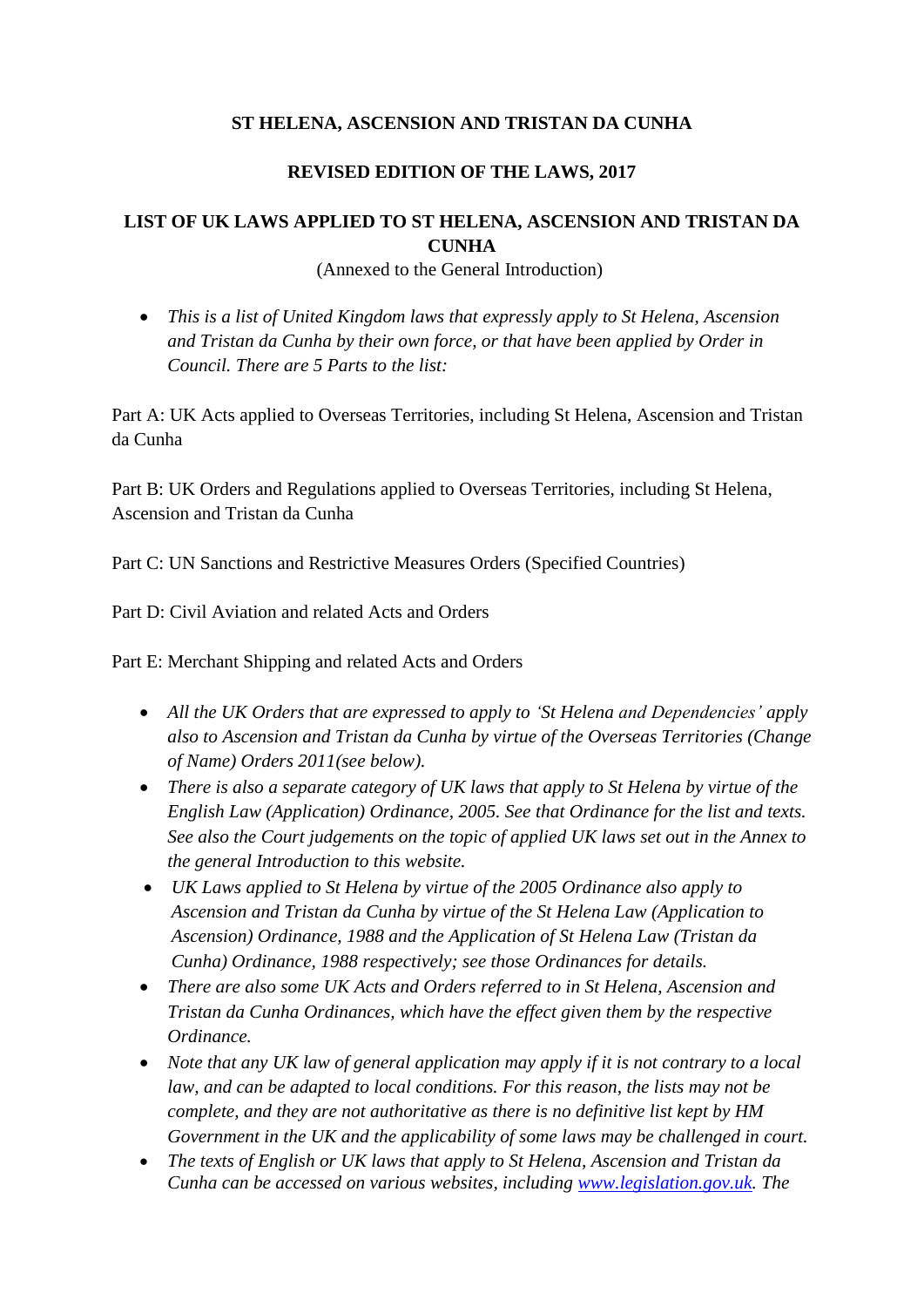**ST HELENA, ASCENSION AND TRISTAN DA CUNHA**

**REVISED EDITION OF THE LAWS, 2017**

**LIST OF UK LAWS APPLIED TO ST HELENA, ASCENSION AND TRISTAN DA CUNHA**

(Annexed to the General Introduction)

- *This is a list of United Kingdom laws that expressly apply to St Helena, Ascension and Tristan da Cunha by their own force, or that have been applied by Order in Council. There are 5 Parts to the list:*

Part A: UK Acts applied to Overseas Territories, including St Helena, Ascension and Tristan da Cunha

Part B: UK Orders and Regulations applied to Overseas Territories, including St Helena, Ascension and Tristan da Cunha

Part C: UN Sanctions and Restrictive Measures Orders (Specified Countries)

Part D: Civil Aviation and related Acts and Orders

Part E: Merchant Shipping and related Acts and Orders

- *All the UK Orders that are expressed to apply to 'St Helena and Dependencies' apply also to Ascension and Tristan da Cunha by virtue of the Overseas Territories (Change of Name) Orders 2011(see below).*
- *There is also a separate category of UK laws that apply to St Helena by virtue of the English Law (Application) Ordinance, 2005. See that Ordinance for the list and texts. See also the Court judgements on the topic of applied UK laws set out in the Annex to the general Introduction to this website.*
- *UK Laws applied to St Helena by virtue of the 2005 Ordinance also apply to Ascension and Tristan da Cunha by virtue of the St Helena Law (Application to Ascension) Ordinance, 1988 and the Application of St Helena Law (Tristan da Cunha) Ordinance, 1988 respectively; see those Ordinances for details.*
- *There are also some UK Acts and Orders referred to in St Helena, Ascension and Tristan da Cunha Ordinances, which have the effect given them by the respective Ordinance.*
- *Note that any UK law of general application may apply if it is not contrary to a local law, and can be adapted to local conditions. For this reason, the lists may not be complete, and they are not authoritative as there is no definitive list kept by HM Government in the UK and the applicability of some laws may be challenged in court.*
- *The texts of English or UK laws that apply to St Helena, Ascension and Tristan da Cunha can be accessed on various websites, including [www.legislation.gov.uk](http://www.legislation.gov.uk). The*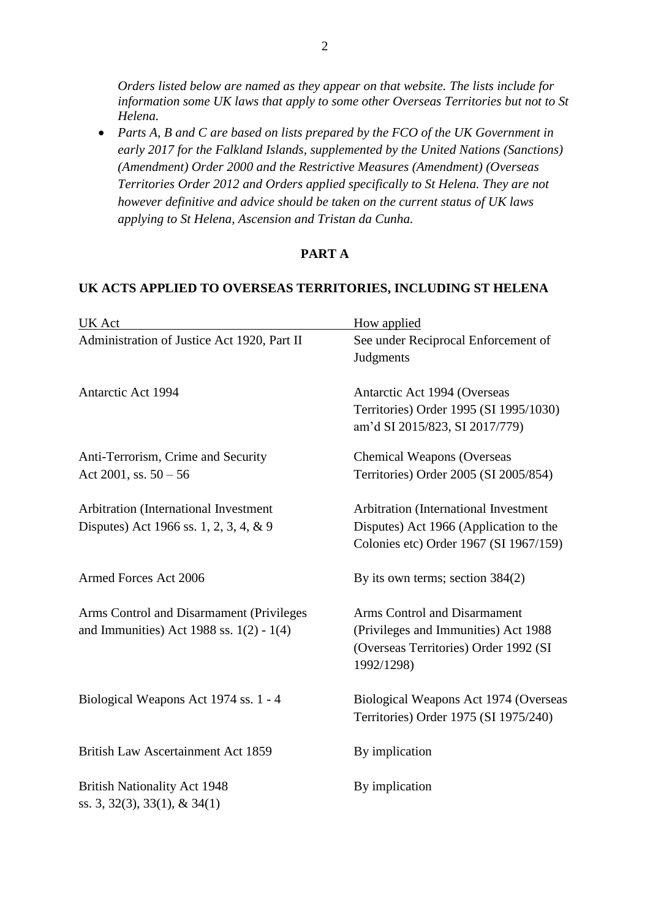*Orders listed below are named as they appear on that website. The lists include for information some UK laws that apply to some other Overseas Territories but not to St Helena.*

- *Parts A, B and C are based on lists prepared by the FCO of the UK Government in early 2017 for the Falkland Islands, supplemented by the United Nations (Sanctions) (Amendment) Order 2000 and the Restrictive Measures (Amendment) (Overseas Territories Order 2012 and Orders applied specifically to St Helena. They are not however definitive and advice should be taken on the current status of UK laws applying to St Helena, Ascension and Tristan da Cunha.*

## PART A

### UK ACTS APPLIED TO OVERSEAS TERRITORIES, INCLUDING ST HELENA

| UK Act | How applied |
|---|---|
| Administration of Justice Act 1920, Part II | See under Reciprocal Enforcement of Judgments |
| Antarctic Act 1994 | Antarctic Act 1994 (Overseas Territories) Order 1995 (SI 1995/1030) am'd SI 2015/823, SI 2017/779) |
| Anti-Terrorism, Crime and Security Act 2001, ss. 50 – 56 | Chemical Weapons (Overseas Territories) Order 2005 (SI 2005/854) |
| Arbitration (International Investment Disputes) Act 1966 ss. 1, 2, 3, 4, & 9 | Arbitration (International Investment Disputes) Act 1966 (Application to the Colonies etc) Order 1967 (SI 1967/159) |
| Armed Forces Act 2006 | By its own terms; section 384(2) |
| Arms Control and Disarmament (Privileges and Immunities) Act 1988 ss. 1(2) - 1(4) | Arms Control and Disarmament (Privileges and Immunities) Act 1988 (Overseas Territories) Order 1992 (SI 1992/1298) |
| Biological Weapons Act 1974 ss. 1 - 4 | Biological Weapons Act 1974 (Overseas Territories) Order 1975 (SI 1975/240) |
| British Law Ascertainment Act 1859 | By implication |
| British Nationality Act 1948 ss. 3, 32(3), 33(1), & 34(1) | By implication |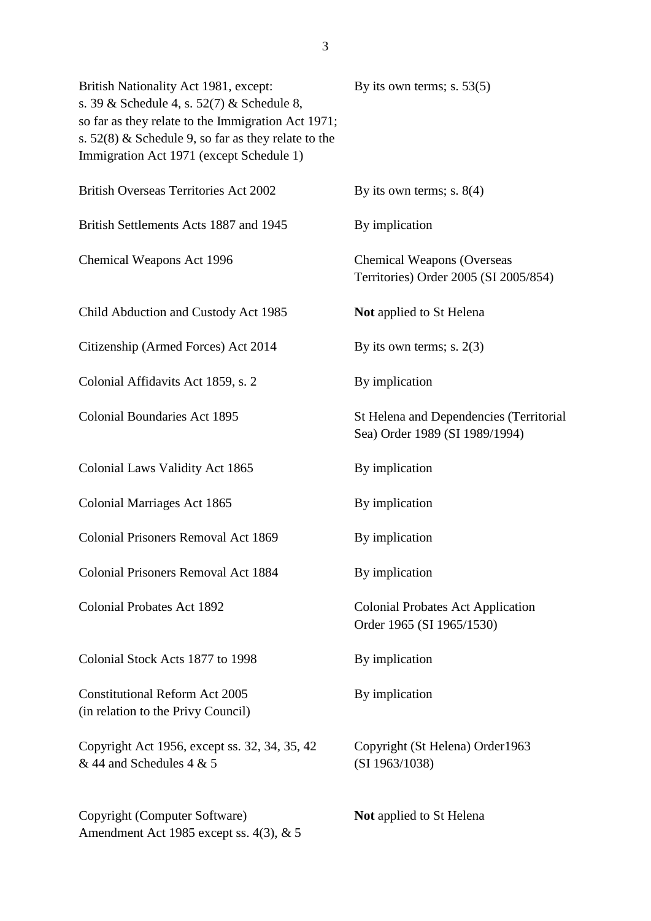| | |
|---|---|
| British Nationality Act 1981, except: s. 39 & Schedule 4, s. 52(7) & Schedule 8, so far as they relate to the Immigration Act 1971; s. 52(8) & Schedule 9, so far as they relate to the Immigration Act 1971 (except Schedule 1) | By its own terms; s. 53(5) |
| British Overseas Territories Act 2002 | By its own terms; s. 8(4) |
| British Settlements Acts 1887 and 1945 | By implication |
| Chemical Weapons Act 1996 | Chemical Weapons (Overseas Territories) Order 2005 (SI 2005/854) |
| Child Abduction and Custody Act 1985 | **Not** applied to St Helena |
| Citizenship (Armed Forces) Act 2014 | By its own terms; s. 2(3) |
| Colonial Affidavits Act 1859, s. 2 | By implication |
| Colonial Boundaries Act 1895 | St Helena and Dependencies (Territorial Sea) Order 1989 (SI 1989/1994) |
| Colonial Laws Validity Act 1865 | By implication |
| Colonial Marriages Act 1865 | By implication |
| Colonial Prisoners Removal Act 1869 | By implication |
| Colonial Prisoners Removal Act 1884 | By implication |
| Colonial Probates Act 1892 | Colonial Probates Act Application Order 1965 (SI 1965/1530) |
| Colonial Stock Acts 1877 to 1998 | By implication |
| Constitutional Reform Act 2005 (in relation to the Privy Council) | By implication |
| Copyright Act 1956, except ss. 32, 34, 35, 42 & 44 and Schedules 4 & 5 | Copyright (St Helena) Order1963 (SI 1963/1038) |
| Copyright (Computer Software) Amendment Act 1985 except ss. 4(3), & 5 | **Not** applied to St Helena |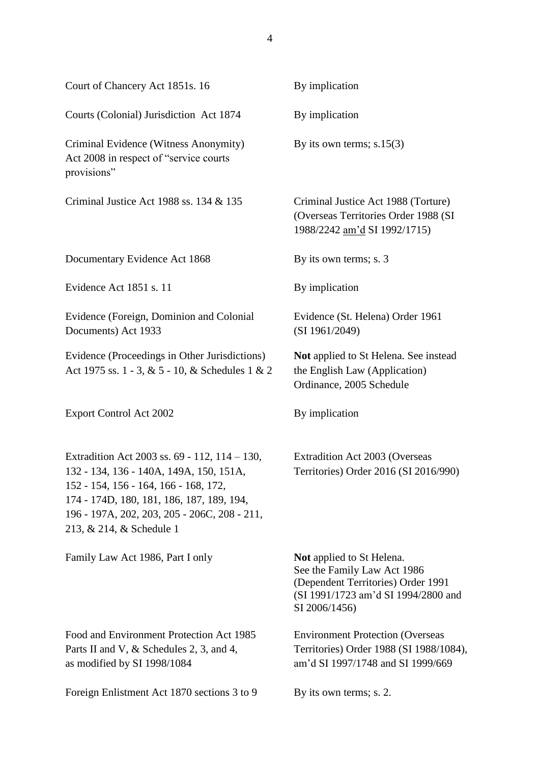| | |
|---|---|
| Court of Chancery Act 1851s. 16 | By implication |
| Courts (Colonial) Jurisdiction Act 1874 | By implication |
| Criminal Evidence (Witness Anonymity) Act 2008 in respect of "service courts provisions" | By its own terms; s.15(3) |
| Criminal Justice Act 1988 ss. 134 & 135 | Criminal Justice Act 1988 (Torture) (Overseas Territories Order 1988 (SI 1988/2242 am'd SI 1992/1715) |
| Documentary Evidence Act 1868 | By its own terms; s. 3 |
| Evidence Act 1851 s. 11 | By implication |
| Evidence (Foreign, Dominion and Colonial Documents) Act 1933 | Evidence (St. Helena) Order 1961 (SI 1961/2049) |
| Evidence (Proceedings in Other Jurisdictions) Act 1975 ss. 1 - 3, & 5 - 10, & Schedules 1 & 2 | **Not** applied to St Helena. See instead the English Law (Application) Ordinance, 2005 Schedule |
| Export Control Act 2002 | By implication |
| Extradition Act 2003 ss. 69 - 112, 114 – 130, 132 - 134, 136 - 140A, 149A, 150, 151A, 152 - 154, 156 - 164, 166 - 168, 172, 174 - 174D, 180, 181, 186, 187, 189, 194, 196 - 197A, 202, 203, 205 - 206C, 208 - 211, 213, & 214, & Schedule 1 | Extradition Act 2003 (Overseas Territories) Order 2016 (SI 2016/990) |
| Family Law Act 1986, Part I only | **Not** applied to St Helena. See the Family Law Act 1986 (Dependent Territories) Order 1991 (SI 1991/1723 am'd SI 1994/2800 and SI 2006/1456) |
| Food and Environment Protection Act 1985 Parts II and V, & Schedules 2, 3, and 4, as modified by SI 1998/1084 | Environment Protection (Overseas Territories) Order 1988 (SI 1988/1084), am'd SI 1997/1748 and SI 1999/669 |
| Foreign Enlistment Act 1870 sections 3 to 9 | By its own terms; s. 2. |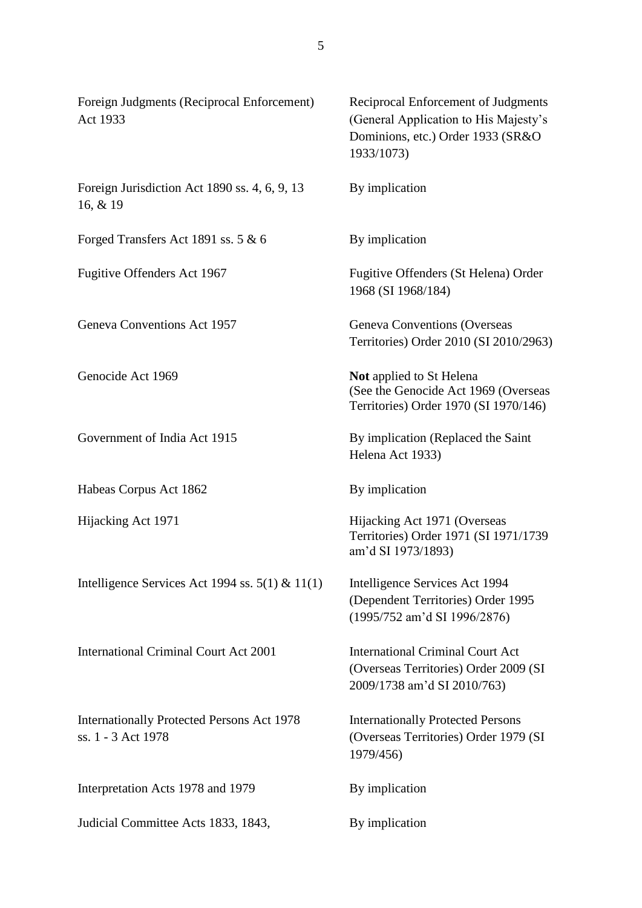| | |
|---|---|
| Foreign Judgments (Reciprocal Enforcement) Act 1933 | Reciprocal Enforcement of Judgments (General Application to His Majesty's Dominions, etc.) Order 1933 (SR&O 1933/1073) |
| Foreign Jurisdiction Act 1890 ss. 4, 6, 9, 13 16, & 19 | By implication |
| Forged Transfers Act 1891 ss. 5 & 6 | By implication |
| Fugitive Offenders Act 1967 | Fugitive Offenders (St Helena) Order 1968 (SI 1968/184) |
| Geneva Conventions Act 1957 | Geneva Conventions (Overseas Territories) Order 2010 (SI 2010/2963) |
| Genocide Act 1969 | **Not** applied to St Helena (See the Genocide Act 1969 (Overseas Territories) Order 1970 (SI 1970/146) |
| Government of India Act 1915 | By implication (Replaced the Saint Helena Act 1933) |
| Habeas Corpus Act 1862 | By implication |
| Hijacking Act 1971 | Hijacking Act 1971 (Overseas Territories) Order 1971 (SI 1971/1739 am'd SI 1973/1893) |
| Intelligence Services Act 1994 ss. 5(1) & 11(1) | Intelligence Services Act 1994 (Dependent Territories) Order 1995 (1995/752 am'd SI 1996/2876) |
| International Criminal Court Act 2001 | International Criminal Court Act (Overseas Territories) Order 2009 (SI 2009/1738 am'd SI 2010/763) |
| Internationally Protected Persons Act 1978 ss. 1 - 3 Act 1978 | Internationally Protected Persons (Overseas Territories) Order 1979 (SI 1979/456) |
| Interpretation Acts 1978 and 1979 | By implication |
| Judicial Committee Acts 1833, 1843, | By implication |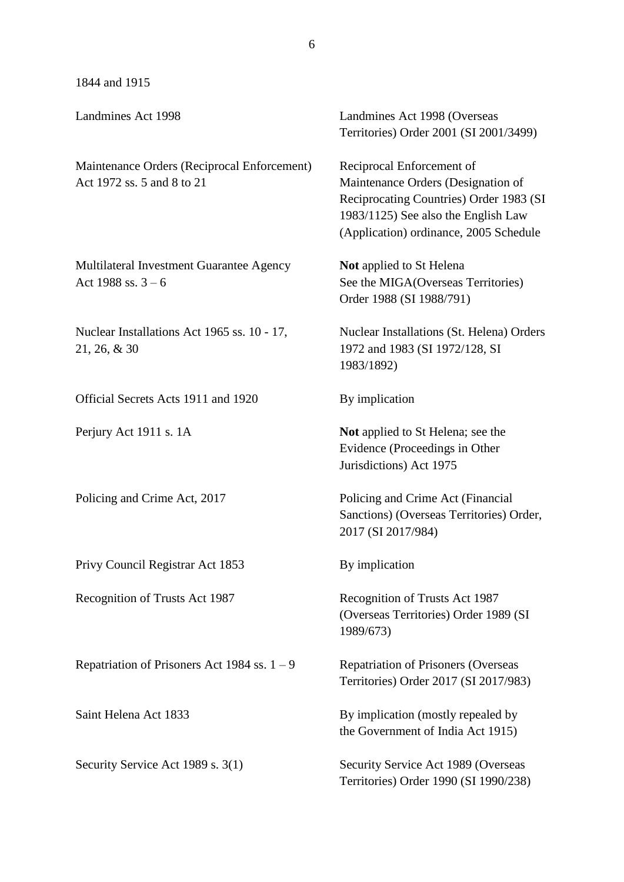1844 and 1915

| | |
|---|---|
| Landmines Act 1998 | Landmines Act 1998 (Overseas Territories) Order 2001 (SI 2001/3499) |
| Maintenance Orders (Reciprocal Enforcement) Act 1972 ss. 5 and 8 to 21 | Reciprocal Enforcement of Maintenance Orders (Designation of Reciprocating Countries) Order 1983 (SI 1983/1125) See also the English Law (Application) ordinance, 2005 Schedule |
| Multilateral Investment Guarantee Agency Act 1988 ss. 3 – 6 | **Not** applied to St Helena See the MIGA(Overseas Territories) Order 1988 (SI 1988/791) |
| Nuclear Installations Act 1965 ss. 10 - 17, 21, 26, & 30 | Nuclear Installations (St. Helena) Orders 1972 and 1983 (SI 1972/128, SI 1983/1892) |
| Official Secrets Acts 1911 and 1920 | By implication |
| Perjury Act 1911 s. 1A | **Not** applied to St Helena; see the Evidence (Proceedings in Other Jurisdictions) Act 1975 |
| Policing and Crime Act, 2017 | Policing and Crime Act (Financial Sanctions) (Overseas Territories) Order, 2017 (SI 2017/984) |
| Privy Council Registrar Act 1853 | By implication |
| Recognition of Trusts Act 1987 | Recognition of Trusts Act 1987 (Overseas Territories) Order 1989 (SI 1989/673) |
| Repatriation of Prisoners Act 1984 ss. 1 – 9 | Repatriation of Prisoners (Overseas Territories) Order 2017 (SI 2017/983) |
| Saint Helena Act 1833 | By implication (mostly repealed by the Government of India Act 1915) |
| Security Service Act 1989 s. 3(1) | Security Service Act 1989 (Overseas Territories) Order 1990 (SI 1990/238) |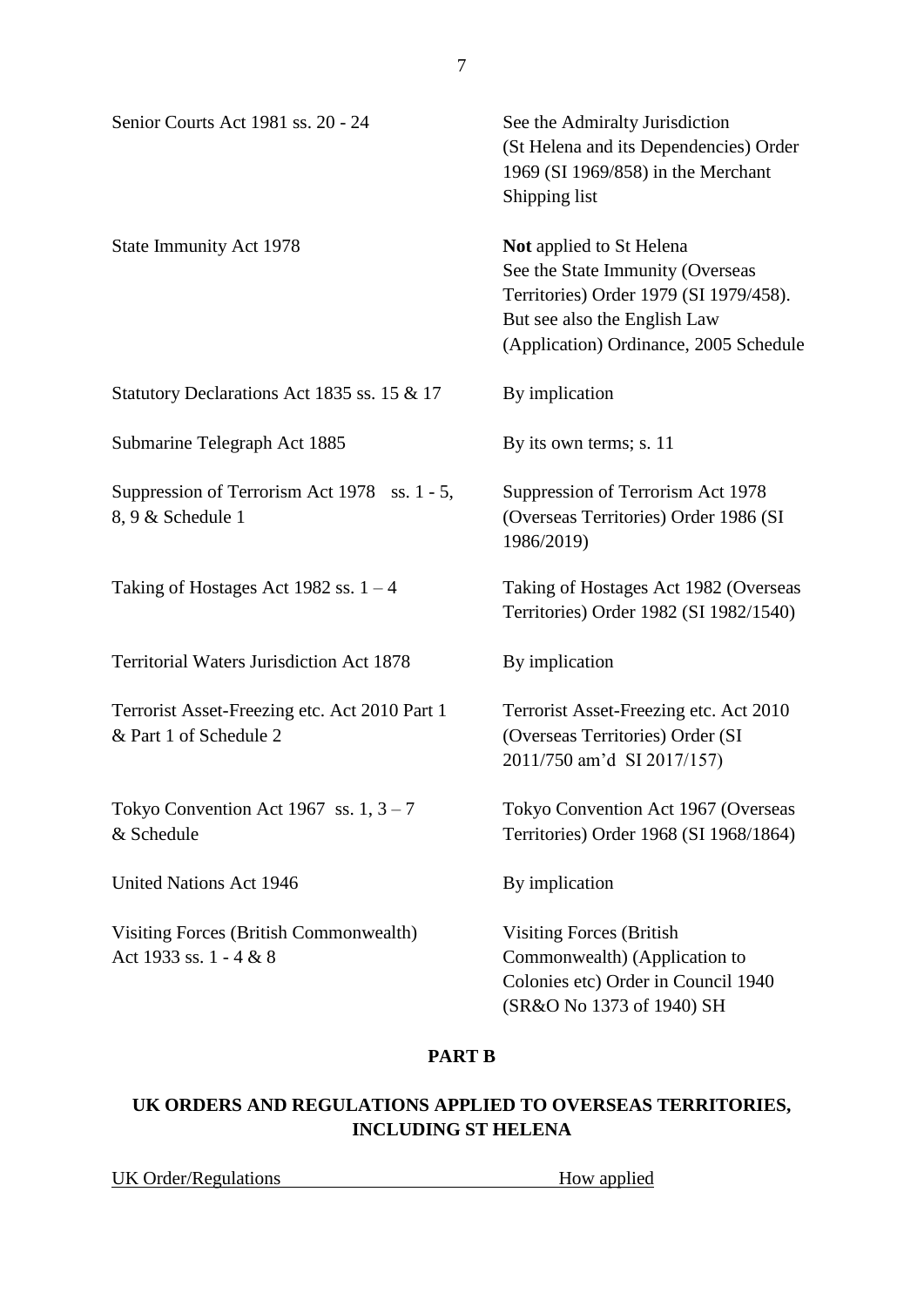| | |
|---|---|
| Senior Courts Act 1981 ss. 20 - 24 | See the Admiralty Jurisdiction (St Helena and its Dependencies) Order 1969 (SI 1969/858) in the Merchant Shipping list |
| State Immunity Act 1978 | **Not** applied to St Helena See the State Immunity (Overseas Territories) Order 1979 (SI 1979/458). But see also the English Law (Application) Ordinance, 2005 Schedule |
| Statutory Declarations Act 1835 ss. 15 & 17 | By implication |
| Submarine Telegraph Act 1885 | By its own terms; s. 11 |
| Suppression of Terrorism Act 1978 ss. 1 - 5, 8, 9 & Schedule 1 | Suppression of Terrorism Act 1978 (Overseas Territories) Order 1986 (SI 1986/2019) |
| Taking of Hostages Act 1982 ss. 1 – 4 | Taking of Hostages Act 1982 (Overseas Territories) Order 1982 (SI 1982/1540) |
| Territorial Waters Jurisdiction Act 1878 | By implication |
| Terrorist Asset-Freezing etc. Act 2010 Part 1 & Part 1 of Schedule 2 | Terrorist Asset-Freezing etc. Act 2010 (Overseas Territories) Order (SI 2011/750 am'd SI 2017/157) |
| Tokyo Convention Act 1967 ss. 1, 3 – 7 & Schedule | Tokyo Convention Act 1967 (Overseas Territories) Order 1968 (SI 1968/1864) |
| United Nations Act 1946 | By implication |
| Visiting Forces (British Commonwealth) Act 1933 ss. 1 - 4 & 8 | Visiting Forces (British Commonwealth) (Application to Colonies etc) Order in Council 1940 (SR&O No 1373 of 1940) SH |

## PART B

## UK ORDERS AND REGULATIONS APPLIED TO OVERSEAS TERRITORIES, INCLUDING ST HELENA

| UK Order/Regulations | How applied |
|---|---|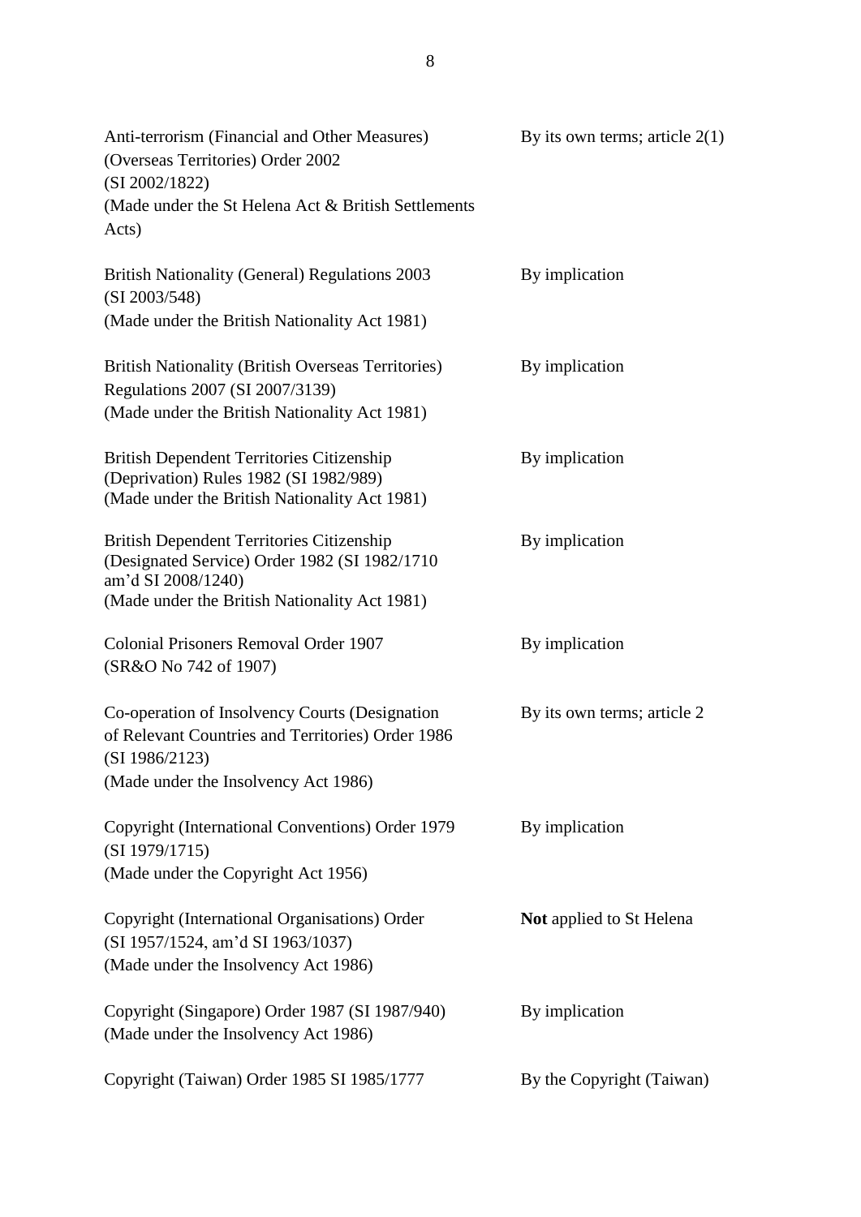| | |
|---|---|
| Anti-terrorism (Financial and Other Measures) (Overseas Territories) Order 2002 (SI 2002/1822) (Made under the St Helena Act & British Settlements Acts) | By its own terms; article 2(1) |
| British Nationality (General) Regulations 2003 (SI 2003/548) (Made under the British Nationality Act 1981) | By implication |
| British Nationality (British Overseas Territories) Regulations 2007 (SI 2007/3139) (Made under the British Nationality Act 1981) | By implication |
| British Dependent Territories Citizenship (Deprivation) Rules 1982 (SI 1982/989) (Made under the British Nationality Act 1981) | By implication |
| British Dependent Territories Citizenship (Designated Service) Order 1982 (SI 1982/1710 am'd SI 2008/1240) (Made under the British Nationality Act 1981) | By implication |
| Colonial Prisoners Removal Order 1907 (SR&O No 742 of 1907) | By implication |
| Co-operation of Insolvency Courts (Designation of Relevant Countries and Territories) Order 1986 (SI 1986/2123) (Made under the Insolvency Act 1986) | By its own terms; article 2 |
| Copyright (International Conventions) Order 1979 (SI 1979/1715) (Made under the Copyright Act 1956) | By implication |
| Copyright (International Organisations) Order (SI 1957/1524, am'd SI 1963/1037) (Made under the Insolvency Act 1986) | **Not** applied to St Helena |
| Copyright (Singapore) Order 1987 (SI 1987/940) (Made under the Insolvency Act 1986) | By implication |
| Copyright (Taiwan) Order 1985 SI 1985/1777 | By the Copyright (Taiwan) |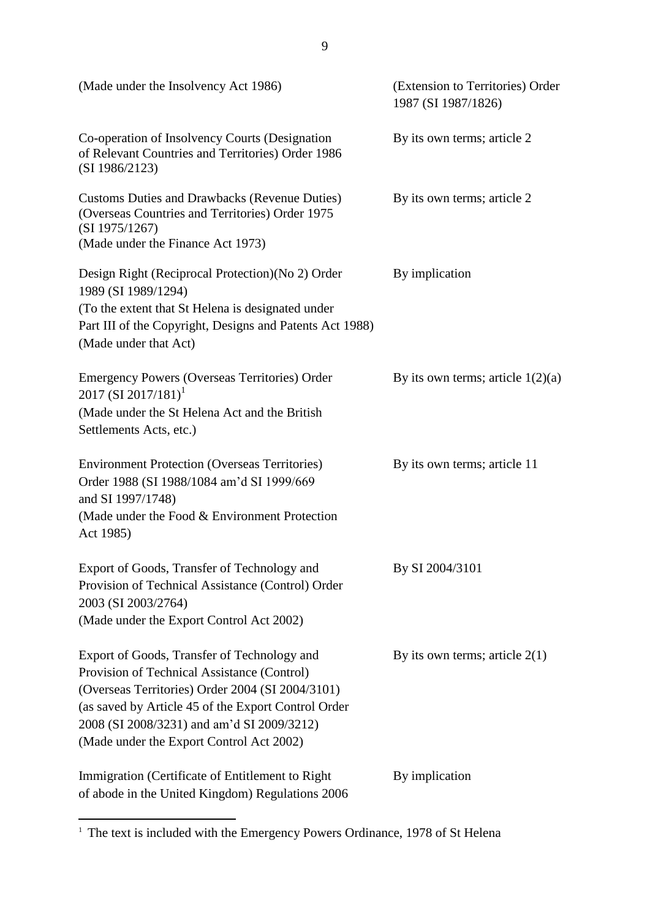| | |
|---|---|
| (Made under the Insolvency Act 1986) | (Extension to Territories) Order 1987 (SI 1987/1826) |
| Co-operation of Insolvency Courts (Designation of Relevant Countries and Territories) Order 1986 (SI 1986/2123) | By its own terms; article 2 |
| Customs Duties and Drawbacks (Revenue Duties) (Overseas Countries and Territories) Order 1975 (SI 1975/1267) (Made under the Finance Act 1973) | By its own terms; article 2 |
| Design Right (Reciprocal Protection)(No 2) Order 1989 (SI 1989/1294) (To the extent that St Helena is designated under Part III of the Copyright, Designs and Patents Act 1988) (Made under that Act) | By implication |
| Emergency Powers (Overseas Territories) Order 2017 (SI 2017/181)[1] (Made under the St Helena Act and the British Settlements Acts, etc.) | By its own terms; article 1(2)(a) |
| Environment Protection (Overseas Territories) Order 1988 (SI 1988/1084 am'd SI 1999/669 and SI 1997/1748) (Made under the Food & Environment Protection Act 1985) | By its own terms; article 11 |
| Export of Goods, Transfer of Technology and Provision of Technical Assistance (Control) Order 2003 (SI 2003/2764) (Made under the Export Control Act 2002) | By SI 2004/3101 |
| Export of Goods, Transfer of Technology and Provision of Technical Assistance (Control) (Overseas Territories) Order 2004 (SI 2004/3101) (as saved by Article 45 of the Export Control Order 2008 (SI 2008/3231) and am'd SI 2009/3212) (Made under the Export Control Act 2002) | By its own terms; article 2(1) |
| Immigration (Certificate of Entitlement to Right of abode in the United Kingdom) Regulations 2006 | By implication |

[1] The text is included with the Emergency Powers Ordinance, 1978 of St Helena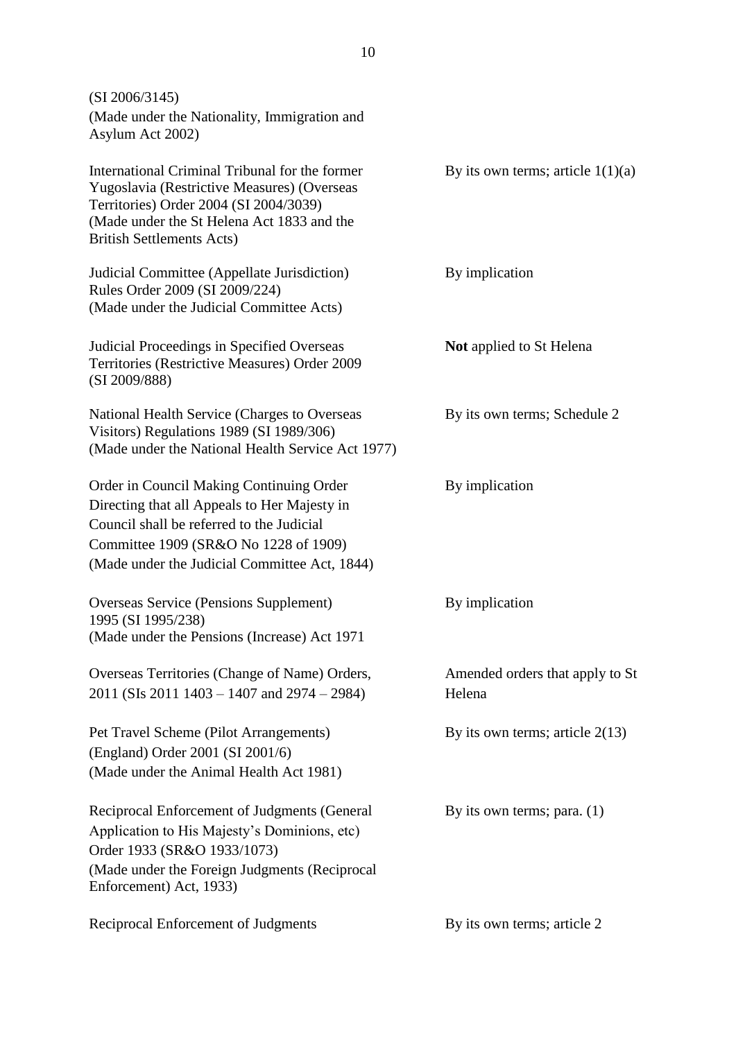| | |
|---|---|
| (SI 2006/3145)<br>(Made under the Nationality, Immigration and Asylum Act 2002) | |
| International Criminal Tribunal for the former Yugoslavia (Restrictive Measures) (Overseas Territories) Order 2004 (SI 2004/3039)<br>(Made under the St Helena Act 1833 and the British Settlements Acts) | By its own terms; article 1(1)(a) |
| Judicial Committee (Appellate Jurisdiction) Rules Order 2009 (SI 2009/224)<br>(Made under the Judicial Committee Acts) | By implication |
| Judicial Proceedings in Specified Overseas Territories (Restrictive Measures) Order 2009 (SI 2009/888) | **Not** applied to St Helena |
| National Health Service (Charges to Overseas Visitors) Regulations 1989 (SI 1989/306)<br>(Made under the National Health Service Act 1977) | By its own terms; Schedule 2 |
| Order in Council Making Continuing Order Directing that all Appeals to Her Majesty in Council shall be referred to the Judicial Committee 1909 (SR&O No 1228 of 1909)<br>(Made under the Judicial Committee Act, 1844) | By implication |
| Overseas Service (Pensions Supplement) 1995 (SI 1995/238)<br>(Made under the Pensions (Increase) Act 1971 | By implication |
| Overseas Territories (Change of Name) Orders, 2011 (SIs 2011 1403 – 1407 and 2974 – 2984) | Amended orders that apply to St Helena |
| Pet Travel Scheme (Pilot Arrangements) (England) Order 2001 (SI 2001/6)<br>(Made under the Animal Health Act 1981) | By its own terms; article 2(13) |
| Reciprocal Enforcement of Judgments (General Application to His Majesty's Dominions, etc) Order 1933 (SR&O 1933/1073)<br>(Made under the Foreign Judgments (Reciprocal Enforcement) Act, 1933) | By its own terms; para. (1) |
| Reciprocal Enforcement of Judgments | By its own terms; article 2 |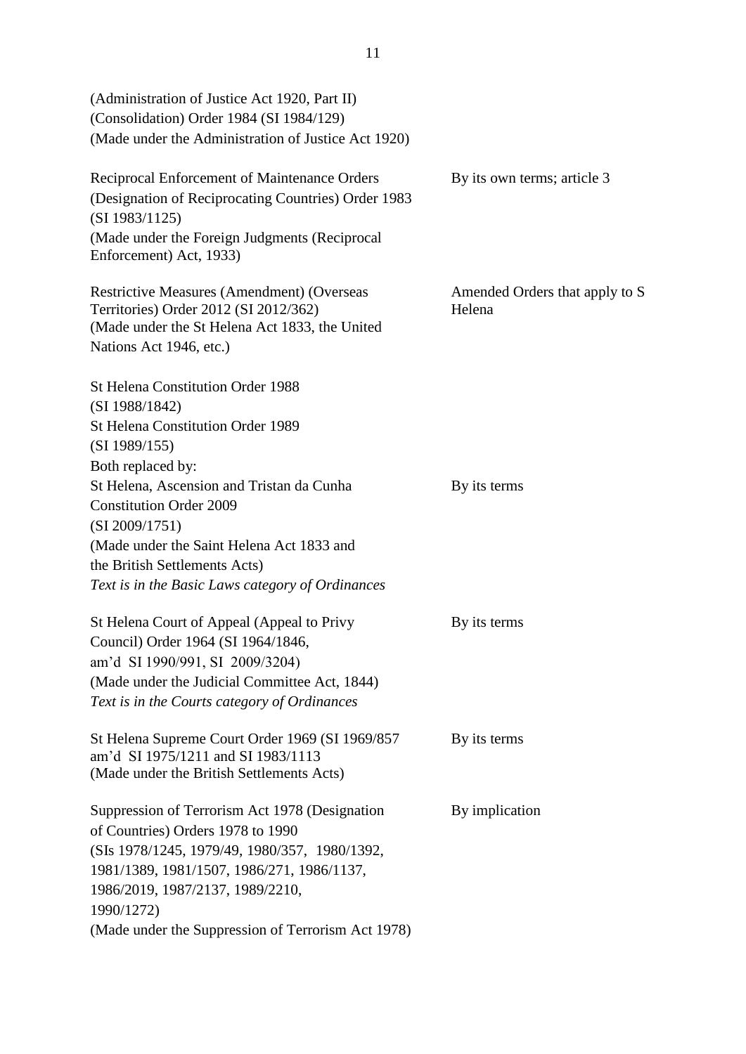| | |
|---|---|
| (Administration of Justice Act 1920, Part II) (Consolidation) Order 1984 (SI 1984/129) (Made under the Administration of Justice Act 1920) | |
| Reciprocal Enforcement of Maintenance Orders (Designation of Reciprocating Countries) Order 1983 (SI 1983/1125) (Made under the Foreign Judgments (Reciprocal Enforcement) Act, 1933) | By its own terms; article 3 |
| Restrictive Measures (Amendment) (Overseas Territories) Order 2012 (SI 2012/362) (Made under the St Helena Act 1833, the United Nations Act 1946, etc.) | Amended Orders that apply to S Helena |
| St Helena Constitution Order 1988 (SI 1988/1842) St Helena Constitution Order 1989 (SI 1989/155) Both replaced by: St Helena, Ascension and Tristan da Cunha Constitution Order 2009 (SI 2009/1751) (Made under the Saint Helena Act 1833 and the British Settlements Acts) *Text is in the Basic Laws category of Ordinances* | By its terms |
| St Helena Court of Appeal (Appeal to Privy Council) Order 1964 (SI 1964/1846, am'd SI 1990/991, SI 2009/3204) (Made under the Judicial Committee Act, 1844) *Text is in the Courts category of Ordinances* | By its terms |
| St Helena Supreme Court Order 1969 (SI 1969/857 am'd SI 1975/1211 and SI 1983/1113 (Made under the British Settlements Acts) | By its terms |
| Suppression of Terrorism Act 1978 (Designation of Countries) Orders 1978 to 1990 (SIs 1978/1245, 1979/49, 1980/357, 1980/1392, 1981/1389, 1981/1507, 1986/271, 1986/1137, 1986/2019, 1987/2137, 1989/2210, 1990/1272) (Made under the Suppression of Terrorism Act 1978) | By implication |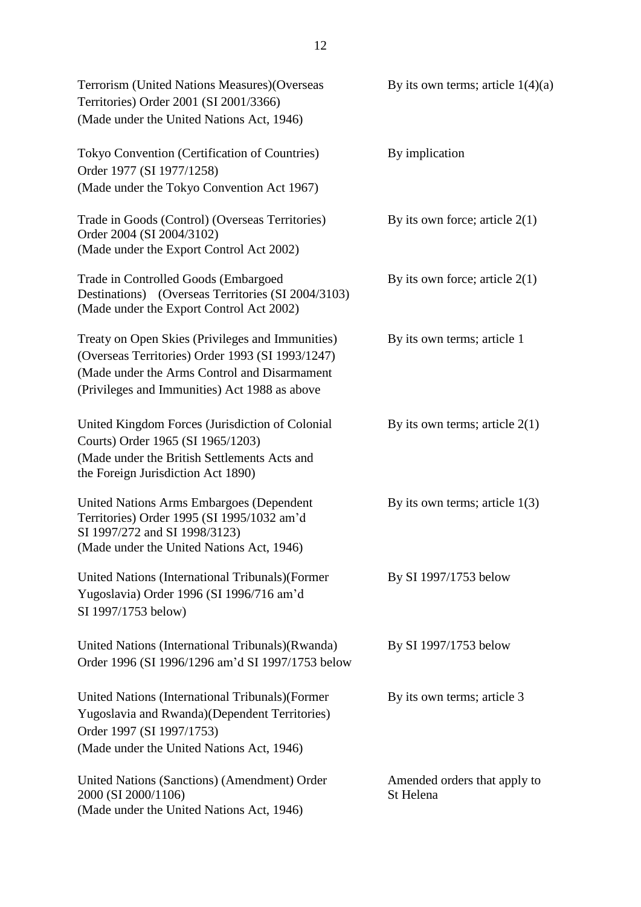| | |
|---|---|
| Terrorism (United Nations Measures)(Overseas Territories) Order 2001 (SI 2001/3366) (Made under the United Nations Act, 1946) | By its own terms; article 1(4)(a) |
| Tokyo Convention (Certification of Countries) Order 1977 (SI 1977/1258) (Made under the Tokyo Convention Act 1967) | By implication |
| Trade in Goods (Control) (Overseas Territories) Order 2004 (SI 2004/3102) (Made under the Export Control Act 2002) | By its own force; article 2(1) |
| Trade in Controlled Goods (Embargoed Destinations) (Overseas Territories (SI 2004/3103) (Made under the Export Control Act 2002) | By its own force; article 2(1) |
| Treaty on Open Skies (Privileges and Immunities) (Overseas Territories) Order 1993 (SI 1993/1247) (Made under the Arms Control and Disarmament (Privileges and Immunities) Act 1988 as above | By its own terms; article 1 |
| United Kingdom Forces (Jurisdiction of Colonial Courts) Order 1965 (SI 1965/1203) (Made under the British Settlements Acts and the Foreign Jurisdiction Act 1890) | By its own terms; article 2(1) |
| United Nations Arms Embargoes (Dependent Territories) Order 1995 (SI 1995/1032 am'd SI 1997/272 and SI 1998/3123) (Made under the United Nations Act, 1946) | By its own terms; article 1(3) |
| United Nations (International Tribunals)(Former Yugoslavia) Order 1996 (SI 1996/716 am'd SI 1997/1753 below) | By SI 1997/1753 below |
| United Nations (International Tribunals)(Rwanda) Order 1996 (SI 1996/1296 am'd SI 1997/1753 below | By SI 1997/1753 below |
| United Nations (International Tribunals)(Former Yugoslavia and Rwanda)(Dependent Territories) Order 1997 (SI 1997/1753) (Made under the United Nations Act, 1946) | By its own terms; article 3 |
| United Nations (Sanctions) (Amendment) Order 2000 (SI 2000/1106) (Made under the United Nations Act, 1946) | Amended orders that apply to St Helena |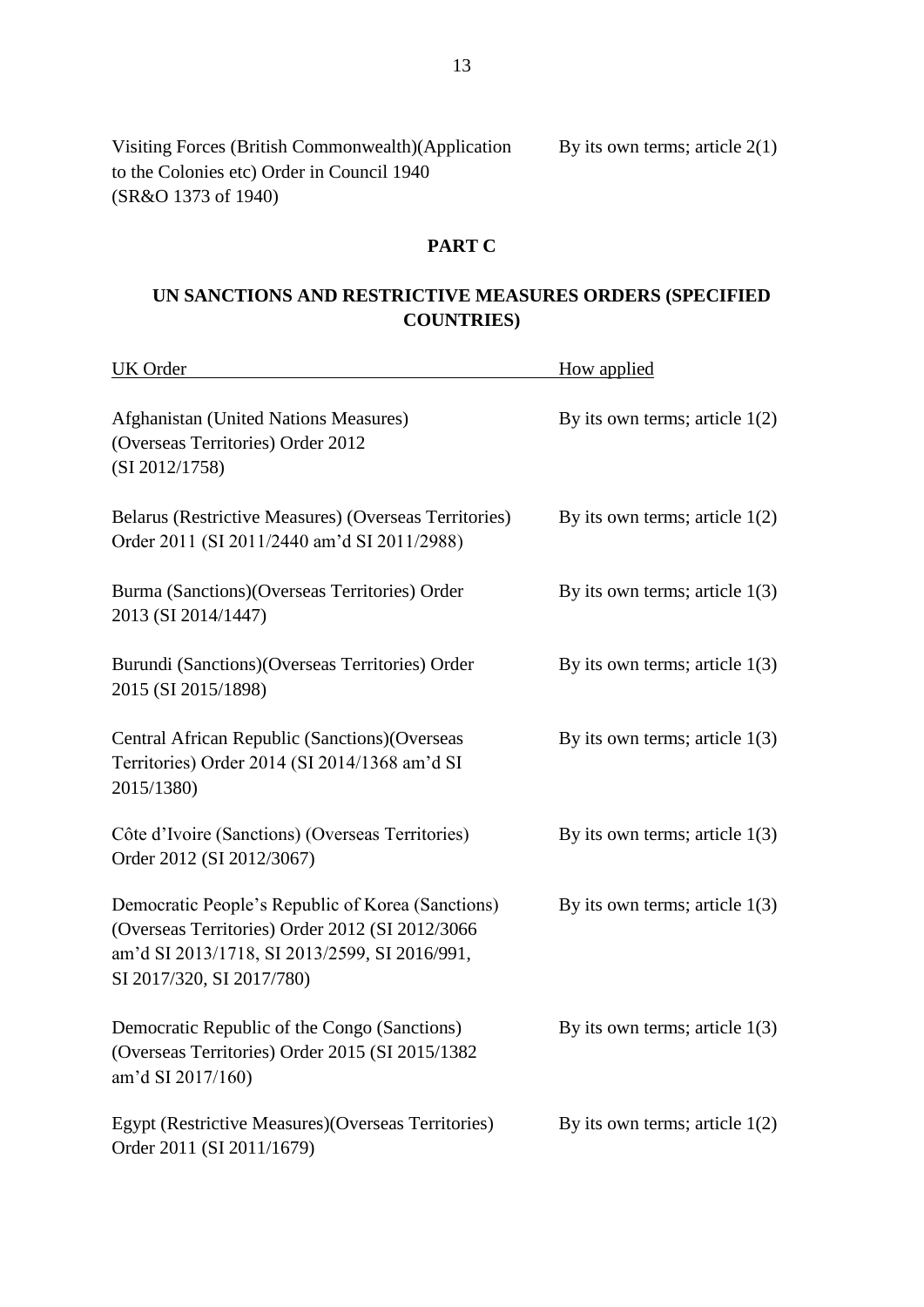| | |
|---|---|
| Visiting Forces (British Commonwealth)(Application to the Colonies etc) Order in Council 1940 (SR&O 1373 of 1940) | By its own terms; article 2(1) |

**PART C**

**UN SANCTIONS AND RESTRICTIVE MEASURES ORDERS (SPECIFIED COUNTRIES)**

| UK Order | How applied |
|---|---|
| Afghanistan (United Nations Measures) (Overseas Territories) Order 2012 (SI 2012/1758) | By its own terms; article 1(2) |
| Belarus (Restrictive Measures) (Overseas Territories) Order 2011 (SI 2011/2440 am'd SI 2011/2988) | By its own terms; article 1(2) |
| Burma (Sanctions)(Overseas Territories) Order 2013 (SI 2014/1447) | By its own terms; article 1(3) |
| Burundi (Sanctions)(Overseas Territories) Order 2015 (SI 2015/1898) | By its own terms; article 1(3) |
| Central African Republic (Sanctions)(Overseas Territories) Order 2014 (SI 2014/1368 am'd SI 2015/1380) | By its own terms; article 1(3) |
| Côte d'Ivoire (Sanctions) (Overseas Territories) Order 2012 (SI 2012/3067) | By its own terms; article 1(3) |
| Democratic People's Republic of Korea (Sanctions) (Overseas Territories) Order 2012 (SI 2012/3066 am'd SI 2013/1718, SI 2013/2599, SI 2016/991, SI 2017/320, SI 2017/780) | By its own terms; article 1(3) |
| Democratic Republic of the Congo (Sanctions) (Overseas Territories) Order 2015 (SI 2015/1382 am'd SI 2017/160) | By its own terms; article 1(3) |
| Egypt (Restrictive Measures)(Overseas Territories) Order 2011 (SI 2011/1679) | By its own terms; article 1(2) |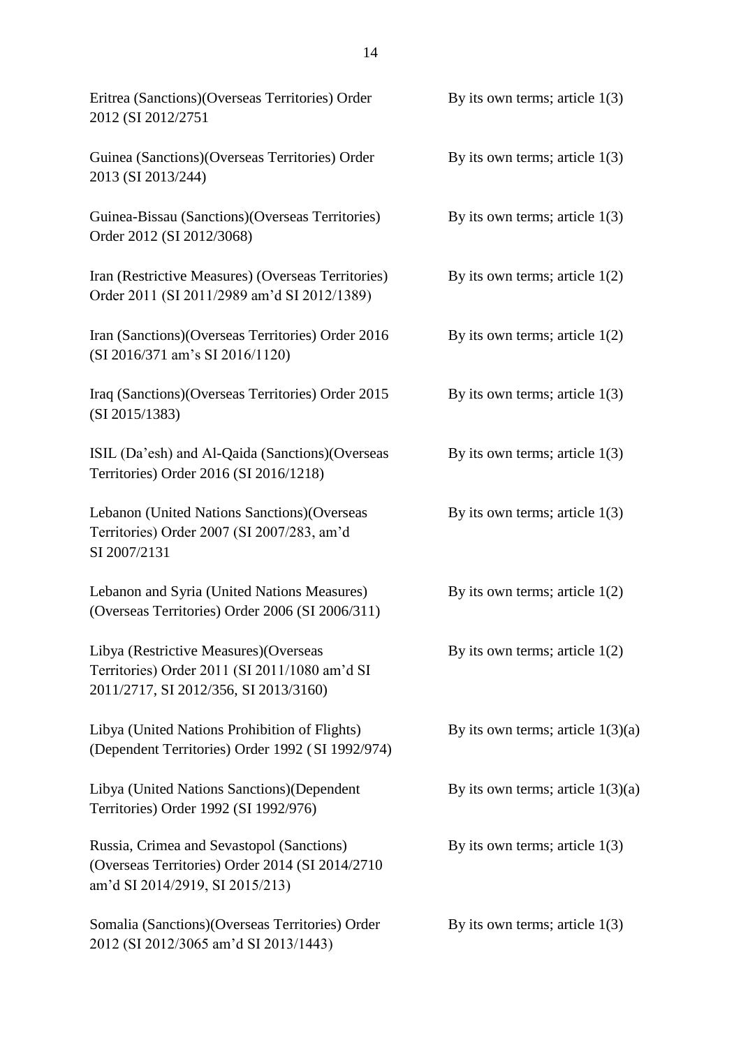| | |
|---|---|
| Eritrea (Sanctions)(Overseas Territories) Order 2012 (SI 2012/2751 | By its own terms; article 1(3) |
| Guinea (Sanctions)(Overseas Territories) Order 2013 (SI 2013/244) | By its own terms; article 1(3) |
| Guinea-Bissau (Sanctions)(Overseas Territories) Order 2012 (SI 2012/3068) | By its own terms; article 1(3) |
| Iran (Restrictive Measures) (Overseas Territories) Order 2011 (SI 2011/2989 am'd SI 2012/1389) | By its own terms; article 1(2) |
| Iran (Sanctions)(Overseas Territories) Order 2016 (SI 2016/371 am's SI 2016/1120) | By its own terms; article 1(2) |
| Iraq (Sanctions)(Overseas Territories) Order 2015 (SI 2015/1383) | By its own terms; article 1(3) |
| ISIL (Da'esh) and Al-Qaida (Sanctions)(Overseas Territories) Order 2016 (SI 2016/1218) | By its own terms; article 1(3) |
| Lebanon (United Nations Sanctions)(Overseas Territories) Order 2007 (SI 2007/283, am'd SI 2007/2131 | By its own terms; article 1(3) |
| Lebanon and Syria (United Nations Measures) (Overseas Territories) Order 2006 (SI 2006/311) | By its own terms; article 1(2) |
| Libya (Restrictive Measures)(Overseas Territories) Order 2011 (SI 2011/1080 am'd SI 2011/2717, SI 2012/356, SI 2013/3160) | By its own terms; article 1(2) |
| Libya (United Nations Prohibition of Flights) (Dependent Territories) Order 1992 (SI 1992/974) | By its own terms; article 1(3)(a) |
| Libya (United Nations Sanctions)(Dependent Territories) Order 1992 (SI 1992/976) | By its own terms; article 1(3)(a) |
| Russia, Crimea and Sevastopol (Sanctions) (Overseas Territories) Order 2014 (SI 2014/2710 am'd SI 2014/2919, SI 2015/213) | By its own terms; article 1(3) |
| Somalia (Sanctions)(Overseas Territories) Order 2012 (SI 2012/3065 am'd SI 2013/1443) | By its own terms; article 1(3) |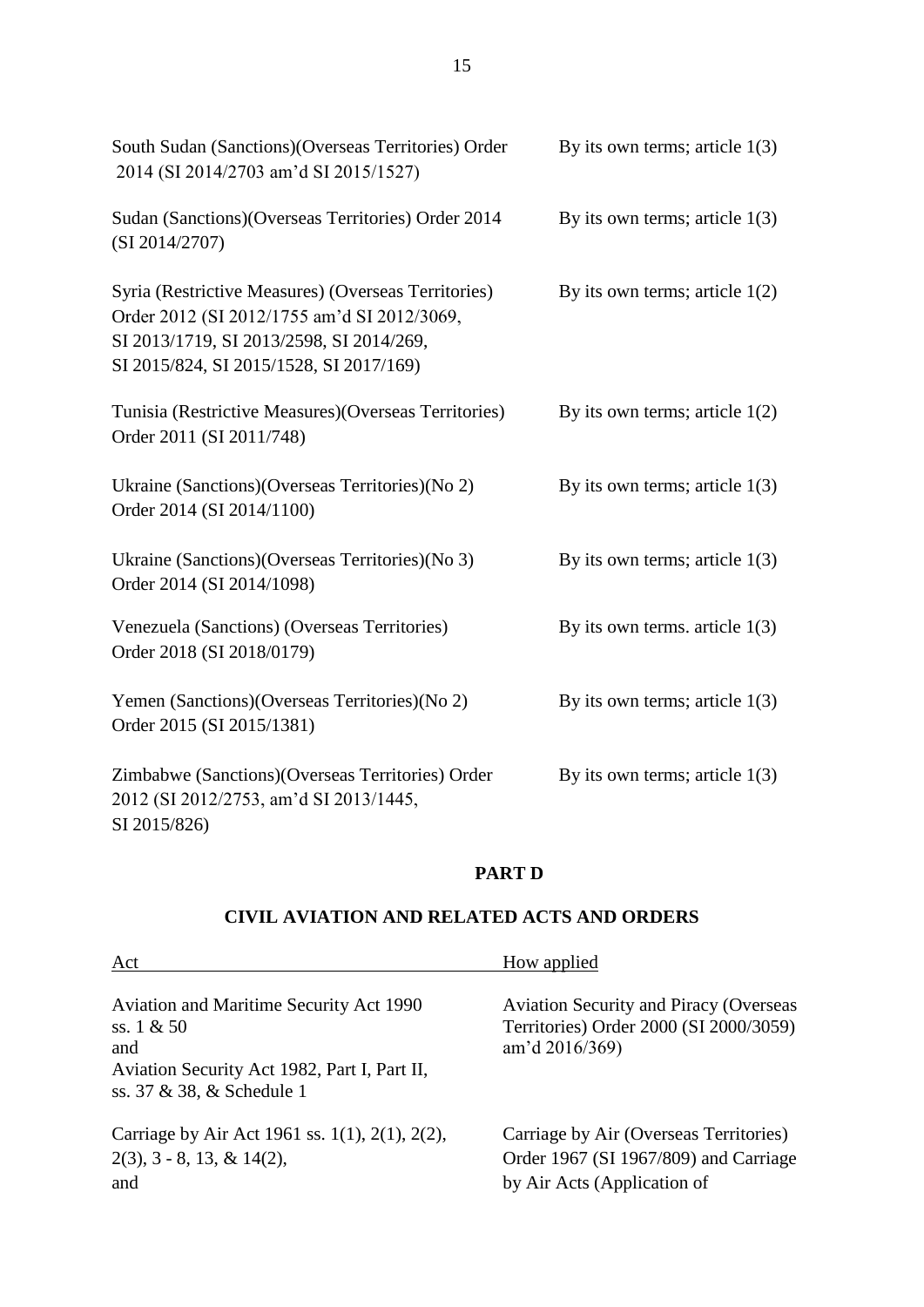| | |
|---|---|
| South Sudan (Sanctions)(Overseas Territories) Order 2014 (SI 2014/2703 am'd SI 2015/1527) | By its own terms; article 1(3) |
| Sudan (Sanctions)(Overseas Territories) Order 2014 (SI 2014/2707) | By its own terms; article 1(3) |
| Syria (Restrictive Measures) (Overseas Territories) Order 2012 (SI 2012/1755 am'd SI 2012/3069, SI 2013/1719, SI 2013/2598, SI 2014/269, SI 2015/824, SI 2015/1528, SI 2017/169) | By its own terms; article 1(2) |
| Tunisia (Restrictive Measures)(Overseas Territories) Order 2011 (SI 2011/748) | By its own terms; article 1(2) |
| Ukraine (Sanctions)(Overseas Territories)(No 2) Order 2014 (SI 2014/1100) | By its own terms; article 1(3) |
| Ukraine (Sanctions)(Overseas Territories)(No 3) Order 2014 (SI 2014/1098) | By its own terms; article 1(3) |
| Venezuela (Sanctions) (Overseas Territories) Order 2018 (SI 2018/0179) | By its own terms. article 1(3) |
| Yemen (Sanctions)(Overseas Territories)(No 2) Order 2015 (SI 2015/1381) | By its own terms; article 1(3) |
| Zimbabwe (Sanctions)(Overseas Territories) Order 2012 (SI 2012/2753, am'd SI 2013/1445, SI 2015/826) | By its own terms; article 1(3) |

## PART D

## CIVIL AVIATION AND RELATED ACTS AND ORDERS

| Act | How applied |
|---|---|
| Aviation and Maritime Security Act 1990 ss. 1 & 50 and Aviation Security Act 1982, Part I, Part II, ss. 37 & 38, & Schedule 1 | Aviation Security and Piracy (Overseas Territories) Order 2000 (SI 2000/3059) am'd 2016/369) |
| Carriage by Air Act 1961 ss. 1(1), 2(1), 2(2), 2(3), 3 - 8, 13, & 14(2), and | Carriage by Air (Overseas Territories) Order 1967 (SI 1967/809) and Carriage by Air Acts (Application of |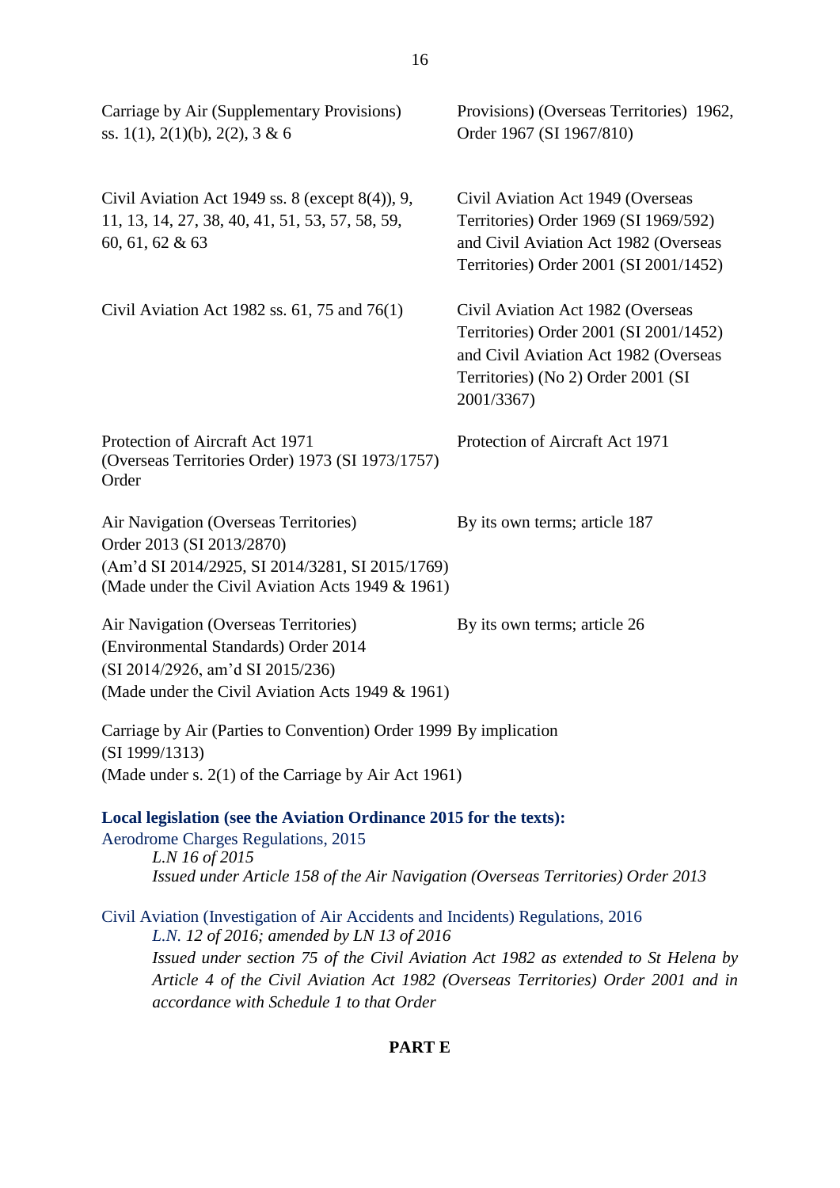| | |
|---|---|
| Carriage by Air (Supplementary Provisions) ss. 1(1), 2(1)(b), 2(2), 3 & 6 | Provisions) (Overseas Territories) 1962, Order 1967 (SI 1967/810) |
| Civil Aviation Act 1949 ss. 8 (except 8(4)), 9, 11, 13, 14, 27, 38, 40, 41, 51, 53, 57, 58, 59, 60, 61, 62 & 63 | Civil Aviation Act 1949 (Overseas Territories) Order 1969 (SI 1969/592) and Civil Aviation Act 1982 (Overseas Territories) Order 2001 (SI 2001/1452) |
| Civil Aviation Act 1982 ss. 61, 75 and 76(1) | Civil Aviation Act 1982 (Overseas Territories) Order 2001 (SI 2001/1452) and Civil Aviation Act 1982 (Overseas Territories) (No 2) Order 2001 (SI 2001/3367) |
| Protection of Aircraft Act 1971 (Overseas Territories Order) 1973 (SI 1973/1757) Order | Protection of Aircraft Act 1971 |
| Air Navigation (Overseas Territories) Order 2013 (SI 2013/2870) (Am'd SI 2014/2925, SI 2014/3281, SI 2015/1769) (Made under the Civil Aviation Acts 1949 & 1961) | By its own terms; article 187 |
| Air Navigation (Overseas Territories) (Environmental Standards) Order 2014 (SI 2014/2926, am'd SI 2015/236) (Made under the Civil Aviation Acts 1949 & 1961) | By its own terms; article 26 |
| Carriage by Air (Parties to Convention) Order 1999 (SI 1999/1313) (Made under s. 2(1) of the Carriage by Air Act 1961) | By implication |

**Local legislation (see the Aviation Ordinance 2015 for the texts):**

Aerodrome Charges Regulations, 2015

*L.N 16 of 2015*
*Issued under Article 158 of the Air Navigation (Overseas Territories) Order 2013*

Civil Aviation (Investigation of Air Accidents and Incidents) Regulations, 2016

*L.N. 12 of 2016; amended by LN 13 of 2016*
*Issued under section 75 of the Civil Aviation Act 1982 as extended to St Helena by Article 4 of the Civil Aviation Act 1982 (Overseas Territories) Order 2001 and in accordance with Schedule 1 to that Order*

**PART E**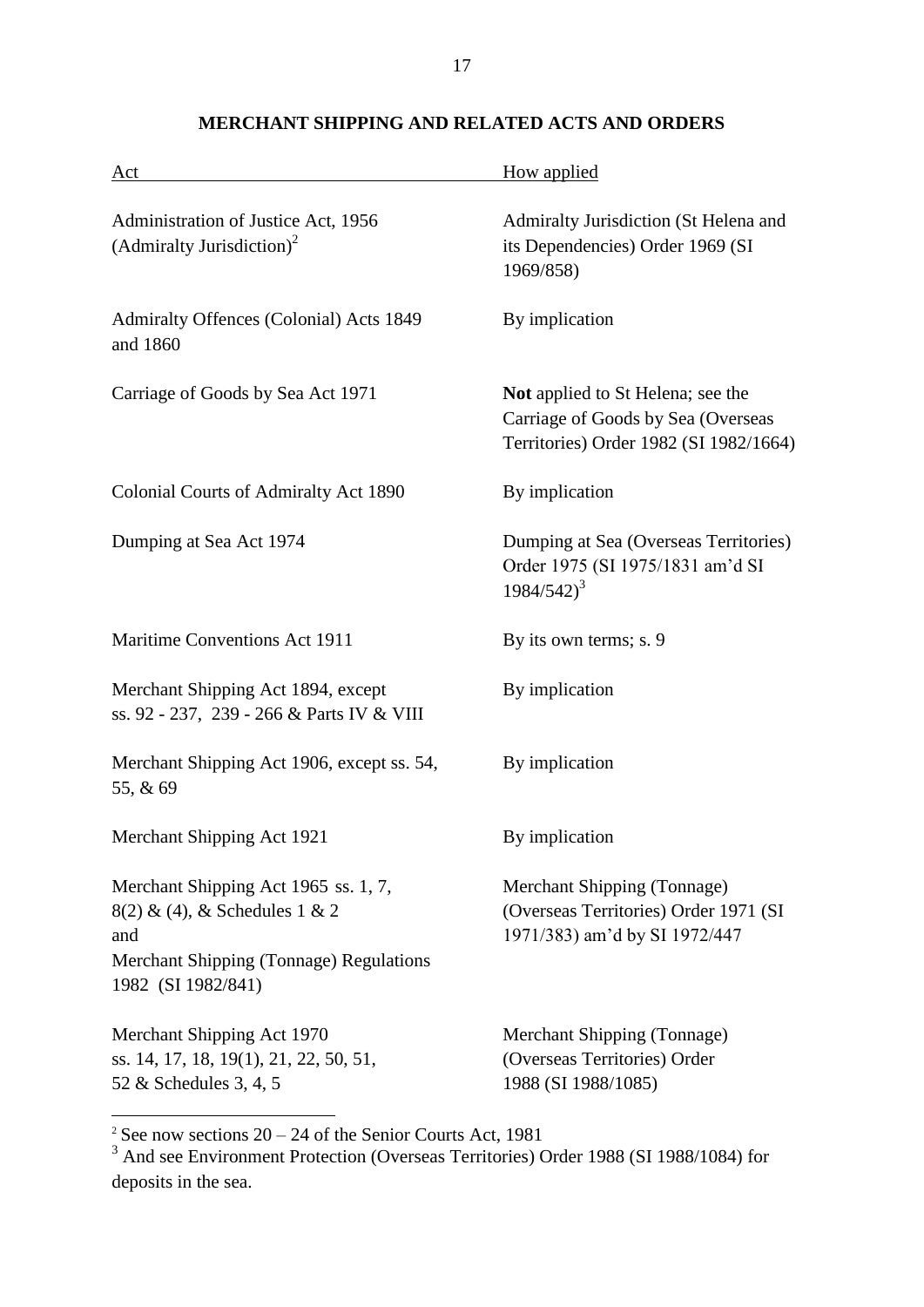## MERCHANT SHIPPING AND RELATED ACTS AND ORDERS

| Act | How applied |
|---|---|
| Administration of Justice Act, 1956 (Admiralty Jurisdiction)[2] | Admiralty Jurisdiction (St Helena and its Dependencies) Order 1969 (SI 1969/858) |
| Admiralty Offences (Colonial) Acts 1849 and 1860 | By implication |
| Carriage of Goods by Sea Act 1971 | **Not** applied to St Helena; see the Carriage of Goods by Sea (Overseas Territories) Order 1982 (SI 1982/1664) |
| Colonial Courts of Admiralty Act 1890 | By implication |
| Dumping at Sea Act 1974 | Dumping at Sea (Overseas Territories) Order 1975 (SI 1975/1831 am'd SI 1984/542)[3] |
| Maritime Conventions Act 1911 | By its own terms; s. 9 |
| Merchant Shipping Act 1894, except ss. 92 - 237, 239 - 266 & Parts IV & VIII | By implication |
| Merchant Shipping Act 1906, except ss. 54, 55, & 69 | By implication |
| Merchant Shipping Act 1921 | By implication |
| Merchant Shipping Act 1965 ss. 1, 7, 8(2) & (4), & Schedules 1 & 2 and Merchant Shipping (Tonnage) Regulations 1982 (SI 1982/841) | Merchant Shipping (Tonnage) (Overseas Territories) Order 1971 (SI 1971/383) am'd by SI 1972/447 |
| Merchant Shipping Act 1970 ss. 14, 17, 18, 19(1), 21, 22, 50, 51, 52 & Schedules 3, 4, 5 | Merchant Shipping (Tonnage) (Overseas Territories) Order 1988 (SI 1988/1085) |

[2] See now sections 20 – 24 of the Senior Courts Act, 1981

[3] And see Environment Protection (Overseas Territories) Order 1988 (SI 1988/1084) for deposits in the sea.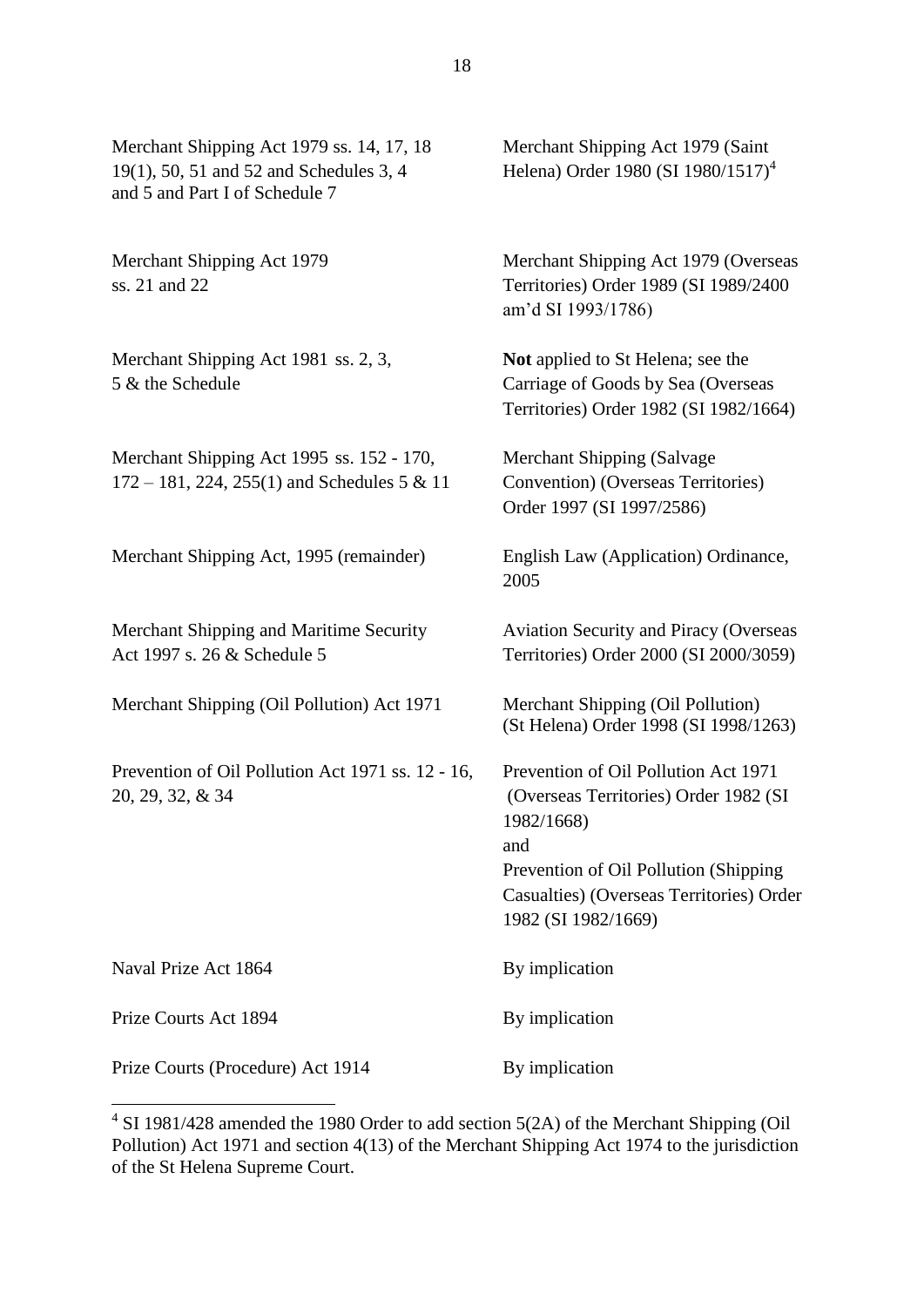| | |
|---|---|
| Merchant Shipping Act 1979 ss. 14, 17, 18 19(1), 50, 51 and 52 and Schedules 3, 4 and 5 and Part I of Schedule 7 | Merchant Shipping Act 1979 (Saint Helena) Order 1980 (SI 1980/1517)[4] |
| Merchant Shipping Act 1979 ss. 21 and 22 | Merchant Shipping Act 1979 (Overseas Territories) Order 1989 (SI 1989/2400 am'd SI 1993/1786) |
| Merchant Shipping Act 1981 ss. 2, 3, 5 & the Schedule | **Not** applied to St Helena; see the Carriage of Goods by Sea (Overseas Territories) Order 1982 (SI 1982/1664) |
| Merchant Shipping Act 1995 ss. 152 - 170, 172 – 181, 224, 255(1) and Schedules 5 & 11 | Merchant Shipping (Salvage Convention) (Overseas Territories) Order 1997 (SI 1997/2586) |
| Merchant Shipping Act, 1995 (remainder) | English Law (Application) Ordinance, 2005 |
| Merchant Shipping and Maritime Security Act 1997 s. 26 & Schedule 5 | Aviation Security and Piracy (Overseas Territories) Order 2000 (SI 2000/3059) |
| Merchant Shipping (Oil Pollution) Act 1971 | Merchant Shipping (Oil Pollution) (St Helena) Order 1998 (SI 1998/1263) |
| Prevention of Oil Pollution Act 1971 ss. 12 - 16, 20, 29, 32, & 34 | Prevention of Oil Pollution Act 1971 (Overseas Territories) Order 1982 (SI 1982/1668) and Prevention of Oil Pollution (Shipping Casualties) (Overseas Territories) Order 1982 (SI 1982/1669) |
| Naval Prize Act 1864 | By implication |
| Prize Courts Act 1894 | By implication |
| Prize Courts (Procedure) Act 1914 | By implication |

[4] SI 1981/428 amended the 1980 Order to add section 5(2A) of the Merchant Shipping (Oil Pollution) Act 1971 and section 4(13) of the Merchant Shipping Act 1974 to the jurisdiction of the St Helena Supreme Court.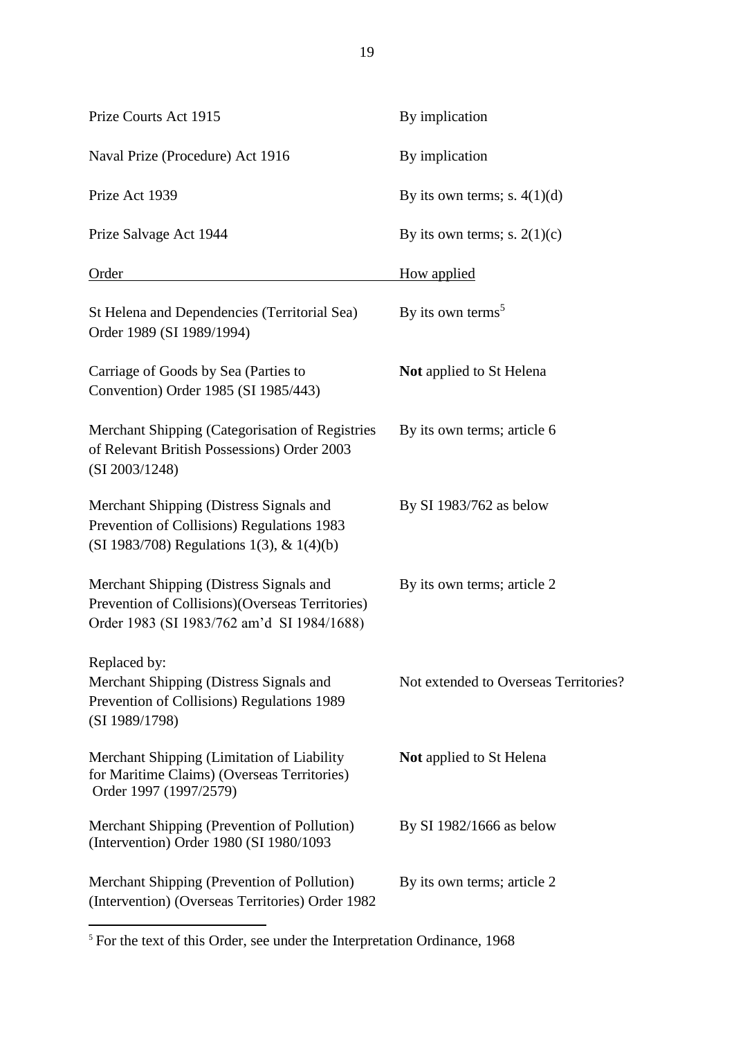| | |
|---|---|
| Prize Courts Act 1915 | By implication |
| Naval Prize (Procedure) Act 1916 | By implication |
| Prize Act 1939 | By its own terms; s. 4(1)(d) |
| Prize Salvage Act 1944 | By its own terms; s. 2(1)(c) |

| Order | How applied |
|---|---|
| St Helena and Dependencies (Territorial Sea) Order 1989 (SI 1989/1994) | By its own terms[5] |
| Carriage of Goods by Sea (Parties to Convention) Order 1985 (SI 1985/443) | **Not** applied to St Helena |
| Merchant Shipping (Categorisation of Registries of Relevant British Possessions) Order 2003 (SI 2003/1248) | By its own terms; article 6 |
| Merchant Shipping (Distress Signals and Prevention of Collisions) Regulations 1983 (SI 1983/708) Regulations 1(3), & 1(4)(b) | By SI 1983/762 as below |
| Merchant Shipping (Distress Signals and Prevention of Collisions)(Overseas Territories) Order 1983 (SI 1983/762 am'd SI 1984/1688) | By its own terms; article 2 |
| Replaced by: Merchant Shipping (Distress Signals and Prevention of Collisions) Regulations 1989 (SI 1989/1798) | Not extended to Overseas Territories? |
| Merchant Shipping (Limitation of Liability for Maritime Claims) (Overseas Territories) Order 1997 (1997/2579) | **Not** applied to St Helena |
| Merchant Shipping (Prevention of Pollution) (Intervention) Order 1980 (SI 1980/1093 | By SI 1982/1666 as below |
| Merchant Shipping (Prevention of Pollution) (Intervention) (Overseas Territories) Order 1982 | By its own terms; article 2 |

[5] For the text of this Order, see under the Interpretation Ordinance, 1968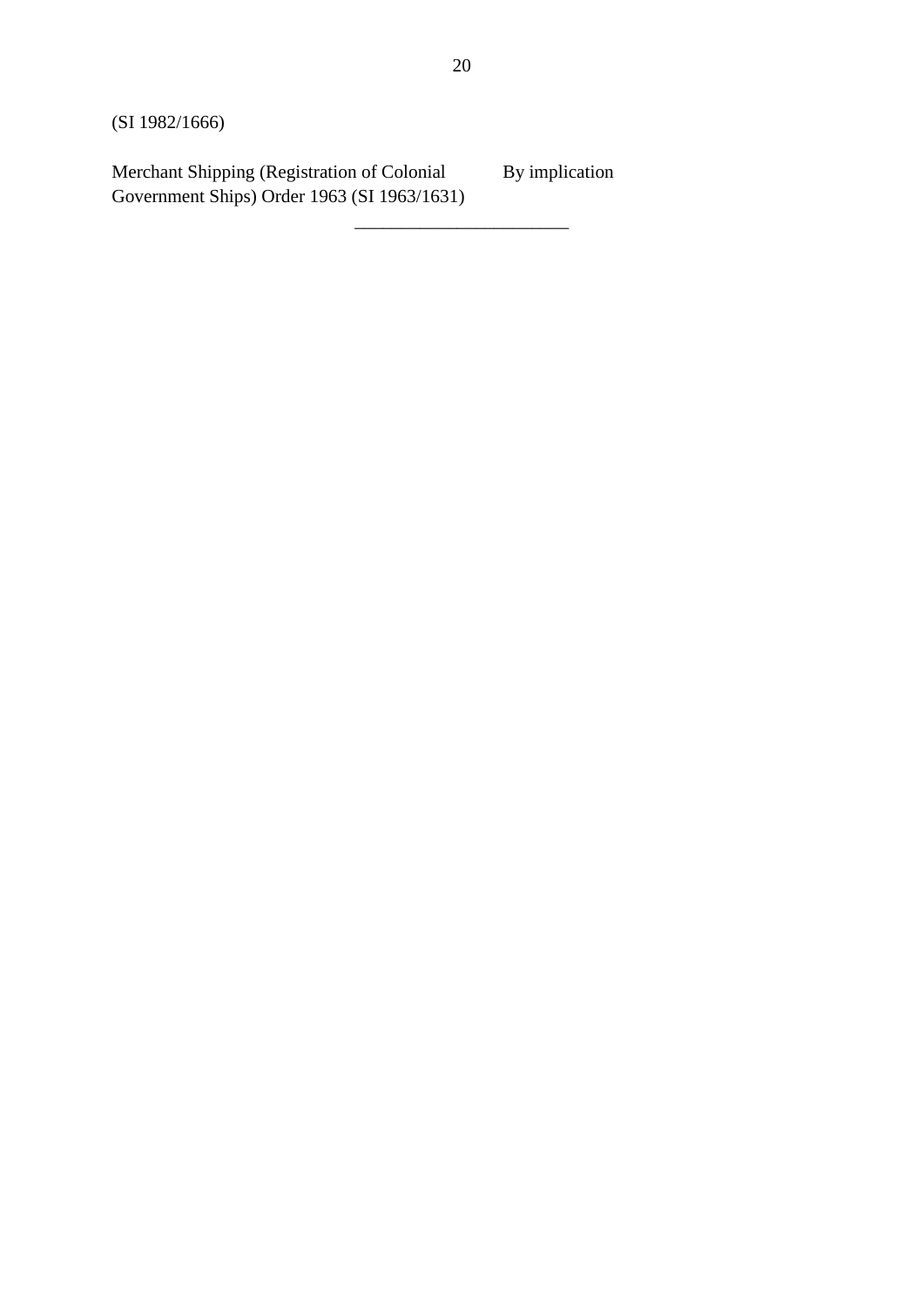| | |
|---|---|
| (SI 1982/1666) | |
| Merchant Shipping (Registration of Colonial Government Ships) Order 1963 (SI 1963/1631) | By implication |

———————————